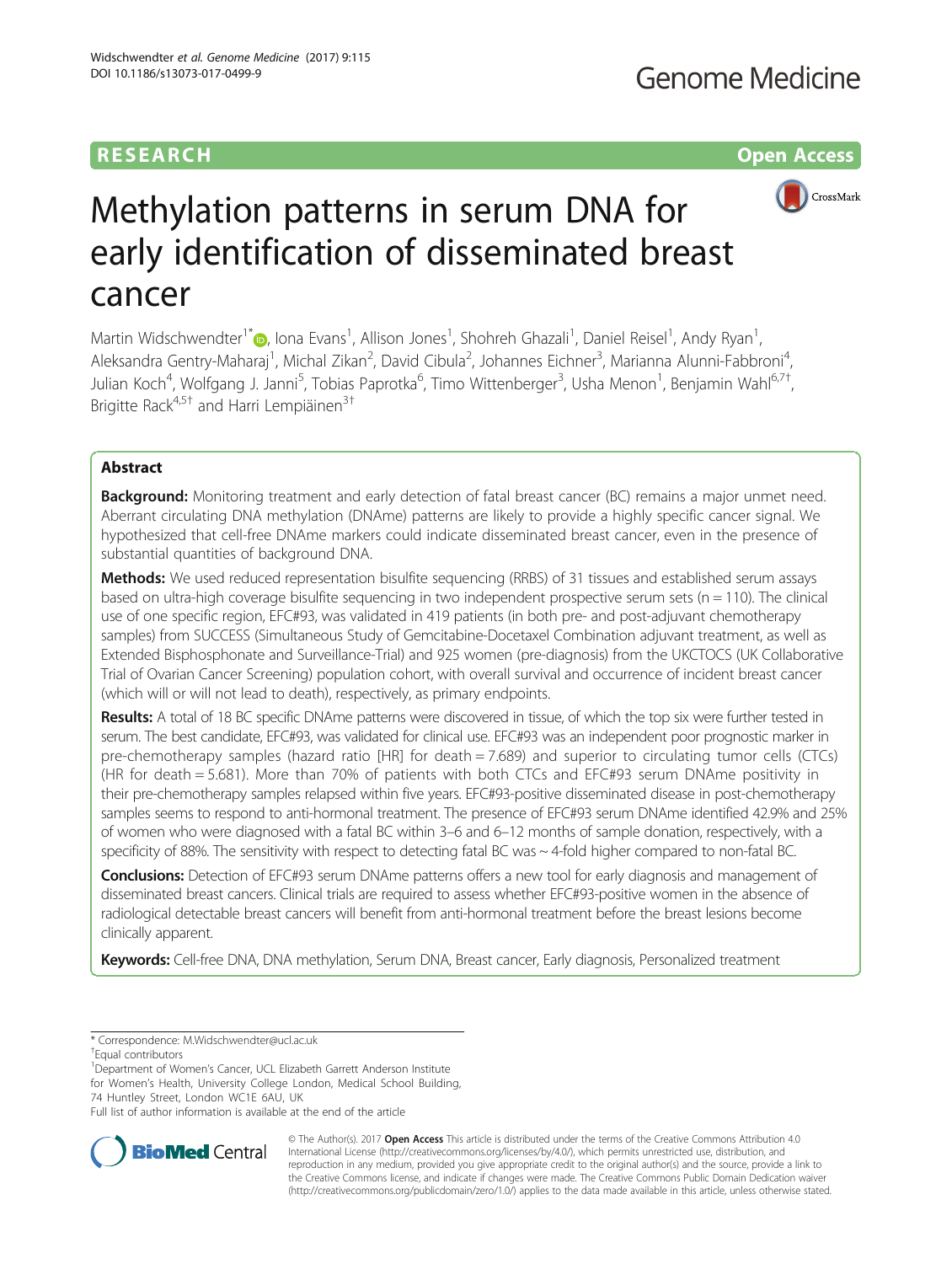RESEARCH

Open Access

# Methylation patterns in serum DNA for early identification of disseminated breast cancer

Martin Widschwendter[1*], Iona Evans[1], Allison Jones[1], Shohreh Ghazali[1], Daniel Reisel[1], Andy Ryan[1], Aleksandra Gentry-Maharaj[1], Michal Zikan[2], David Cibula[2], Johannes Eichner[3], Marianna Alunni-Fabbroni[4], Julian Koch[4], Wolfgang J. Janni[5], Tobias Paprotka[6], Timo Wittenberger[3], Usha Menon[1], Benjamin Wahl[6,7†], Brigitte Rack[4,5†] and Harri Lempiäinen[3†]

## Abstract

**Background:** Monitoring treatment and early detection of fatal breast cancer (BC) remains a major unmet need. Aberrant circulating DNA methylation (DNAme) patterns are likely to provide a highly specific cancer signal. We hypothesized that cell-free DNAme markers could indicate disseminated breast cancer, even in the presence of substantial quantities of background DNA.

**Methods:** We used reduced representation bisulfite sequencing (RRBS) of 31 tissues and established serum assays based on ultra-high coverage bisulfite sequencing in two independent prospective serum sets (n = 110). The clinical use of one specific region, EFC#93, was validated in 419 patients (in both pre- and post-adjuvant chemotherapy samples) from SUCCESS (Simultaneous Study of Gemcitabine-Docetaxel Combination adjuvant treatment, as well as Extended Bisphosphonate and Surveillance-Trial) and 925 women (pre-diagnosis) from the UKCTOCS (UK Collaborative Trial of Ovarian Cancer Screening) population cohort, with overall survival and occurrence of incident breast cancer (which will or will not lead to death), respectively, as primary endpoints.

**Results:** A total of 18 BC specific DNAme patterns were discovered in tissue, of which the top six were further tested in serum. The best candidate, EFC#93, was validated for clinical use. EFC#93 was an independent poor prognostic marker in pre-chemotherapy samples (hazard ratio [HR] for death = 7.689) and superior to circulating tumor cells (CTCs) (HR for death = 5.681). More than 70% of patients with both CTCs and EFC#93 serum DNAme positivity in their pre-chemotherapy samples relapsed within five years. EFC#93-positive disseminated disease in post-chemotherapy samples seems to respond to anti-hormonal treatment. The presence of EFC#93 serum DNAme identified 42.9% and 25% of women who were diagnosed with a fatal BC within 3–6 and 6–12 months of sample donation, respectively, with a specificity of 88%. The sensitivity with respect to detecting fatal BC was ~ 4-fold higher compared to non-fatal BC.

**Conclusions:** Detection of EFC#93 serum DNAme patterns offers a new tool for early diagnosis and management of disseminated breast cancers. Clinical trials are required to assess whether EFC#93-positive women in the absence of radiological detectable breast cancers will benefit from anti-hormonal treatment before the breast lesions become clinically apparent.

**Keywords:** Cell-free DNA, DNA methylation, Serum DNA, Breast cancer, Early diagnosis, Personalized treatment

\* Correspondence: M.Widschwendter@ucl.ac.uk

†Equal contributors

[1]Department of Women's Cancer, UCL Elizabeth Garrett Anderson Institute for Women's Health, University College London, Medical School Building, 74 Huntley Street, London WC1E 6AU, UK

Full list of author information is available at the end of the article

© The Author(s). 2017 **Open Access** This article is distributed under the terms of the Creative Commons Attribution 4.0 International License (http://creativecommons.org/licenses/by/4.0/), which permits unrestricted use, distribution, and reproduction in any medium, provided you give appropriate credit to the original author(s) and the source, provide a link to the Creative Commons license, and indicate if changes were made. The Creative Commons Public Domain Dedication waiver (http://creativecommons.org/publicdomain/zero/1.0/) applies to the data made available in this article, unless otherwise stated.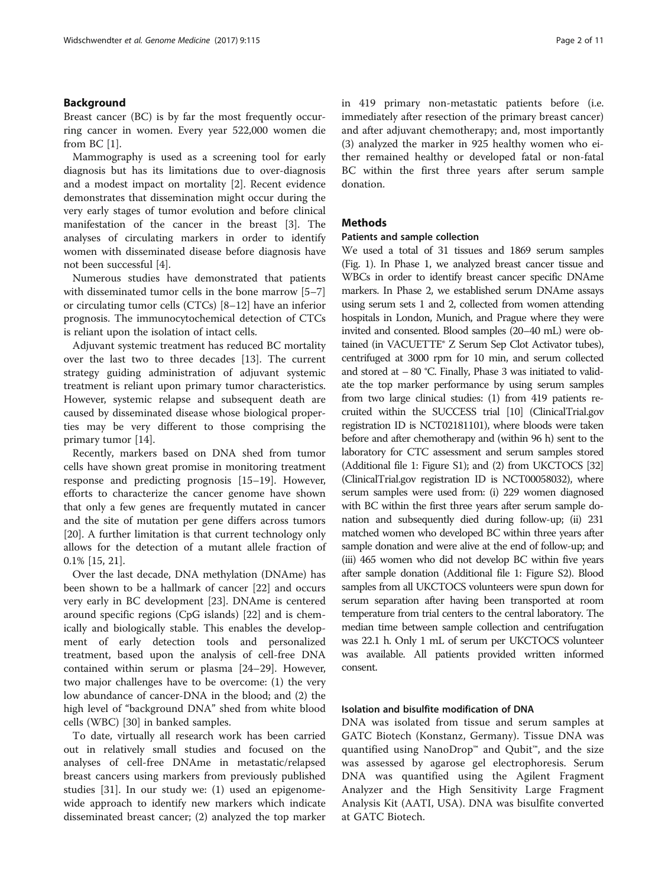## Background

Breast cancer (BC) is by far the most frequently occurring cancer in women. Every year 522,000 women die from BC [1].

Mammography is used as a screening tool for early diagnosis but has its limitations due to over-diagnosis and a modest impact on mortality [2]. Recent evidence demonstrates that dissemination might occur during the very early stages of tumor evolution and before clinical manifestation of the cancer in the breast [3]. The analyses of circulating markers in order to identify women with disseminated disease before diagnosis have not been successful [4].

Numerous studies have demonstrated that patients with disseminated tumor cells in the bone marrow [5–7] or circulating tumor cells (CTCs) [8–12] have an inferior prognosis. The immunocytochemical detection of CTCs is reliant upon the isolation of intact cells.

Adjuvant systemic treatment has reduced BC mortality over the last two to three decades [13]. The current strategy guiding administration of adjuvant systemic treatment is reliant upon primary tumor characteristics. However, systemic relapse and subsequent death are caused by disseminated disease whose biological properties may be very different to those comprising the primary tumor [14].

Recently, markers based on DNA shed from tumor cells have shown great promise in monitoring treatment response and predicting prognosis [15–19]. However, efforts to characterize the cancer genome have shown that only a few genes are frequently mutated in cancer and the site of mutation per gene differs across tumors [20]. A further limitation is that current technology only allows for the detection of a mutant allele fraction of 0.1% [15, 21].

Over the last decade, DNA methylation (DNAme) has been shown to be a hallmark of cancer [22] and occurs very early in BC development [23]. DNAme is centered around specific regions (CpG islands) [22] and is chemically and biologically stable. This enables the development of early detection tools and personalized treatment, based upon the analysis of cell-free DNA contained within serum or plasma [24–29]. However, two major challenges have to be overcome: (1) the very low abundance of cancer-DNA in the blood; and (2) the high level of "background DNA" shed from white blood cells (WBC) [30] in banked samples.

To date, virtually all research work has been carried out in relatively small studies and focused on the analyses of cell-free DNAme in metastatic/relapsed breast cancers using markers from previously published studies [31]. In our study we: (1) used an epigenome-wide approach to identify new markers which indicate disseminated breast cancer; (2) analyzed the top marker in 419 primary non-metastatic patients before (i.e. immediately after resection of the primary breast cancer) and after adjuvant chemotherapy; and, most importantly (3) analyzed the marker in 925 healthy women who either remained healthy or developed fatal or non-fatal BC within the first three years after serum sample donation.

## Methods

### Patients and sample collection

We used a total of 31 tissues and 1869 serum samples (Fig. 1). In Phase 1, we analyzed breast cancer tissue and WBCs in order to identify breast cancer specific DNAme markers. In Phase 2, we established serum DNAme assays using serum sets 1 and 2, collected from women attending hospitals in London, Munich, and Prague where they were invited and consented. Blood samples (20–40 mL) were obtained (in VACUETTE® Z Serum Sep Clot Activator tubes), centrifuged at 3000 rpm for 10 min, and serum collected and stored at – 80 °C. Finally, Phase 3 was initiated to validate the top marker performance by using serum samples from two large clinical studies: (1) from 419 patients recruited within the SUCCESS trial [10] (ClinicalTrial.gov registration ID is NCT02181101), where bloods were taken before and after chemotherapy and (within 96 h) sent to the laboratory for CTC assessment and serum samples stored (Additional file 1: Figure S1); and (2) from UKCTOCS [32] (ClinicalTrial.gov registration ID is NCT00058032), where serum samples were used from: (i) 229 women diagnosed with BC within the first three years after serum sample donation and subsequently died during follow-up; (ii) 231 matched women who developed BC within three years after sample donation and were alive at the end of follow-up; and (iii) 465 women who did not develop BC within five years after sample donation (Additional file 1: Figure S2). Blood samples from all UKCTOCS volunteers were spun down for serum separation after having been transported at room temperature from trial centers to the central laboratory. The median time between sample collection and centrifugation was 22.1 h. Only 1 mL of serum per UKCTOCS volunteer was available. All patients provided written informed consent.

### Isolation and bisulfite modification of DNA

DNA was isolated from tissue and serum samples at GATC Biotech (Konstanz, Germany). Tissue DNA was quantified using NanoDrop™ and Qubit™, and the size was assessed by agarose gel electrophoresis. Serum DNA was quantified using the Agilent Fragment Analyzer and the High Sensitivity Large Fragment Analysis Kit (AATI, USA). DNA was bisulfite converted at GATC Biotech.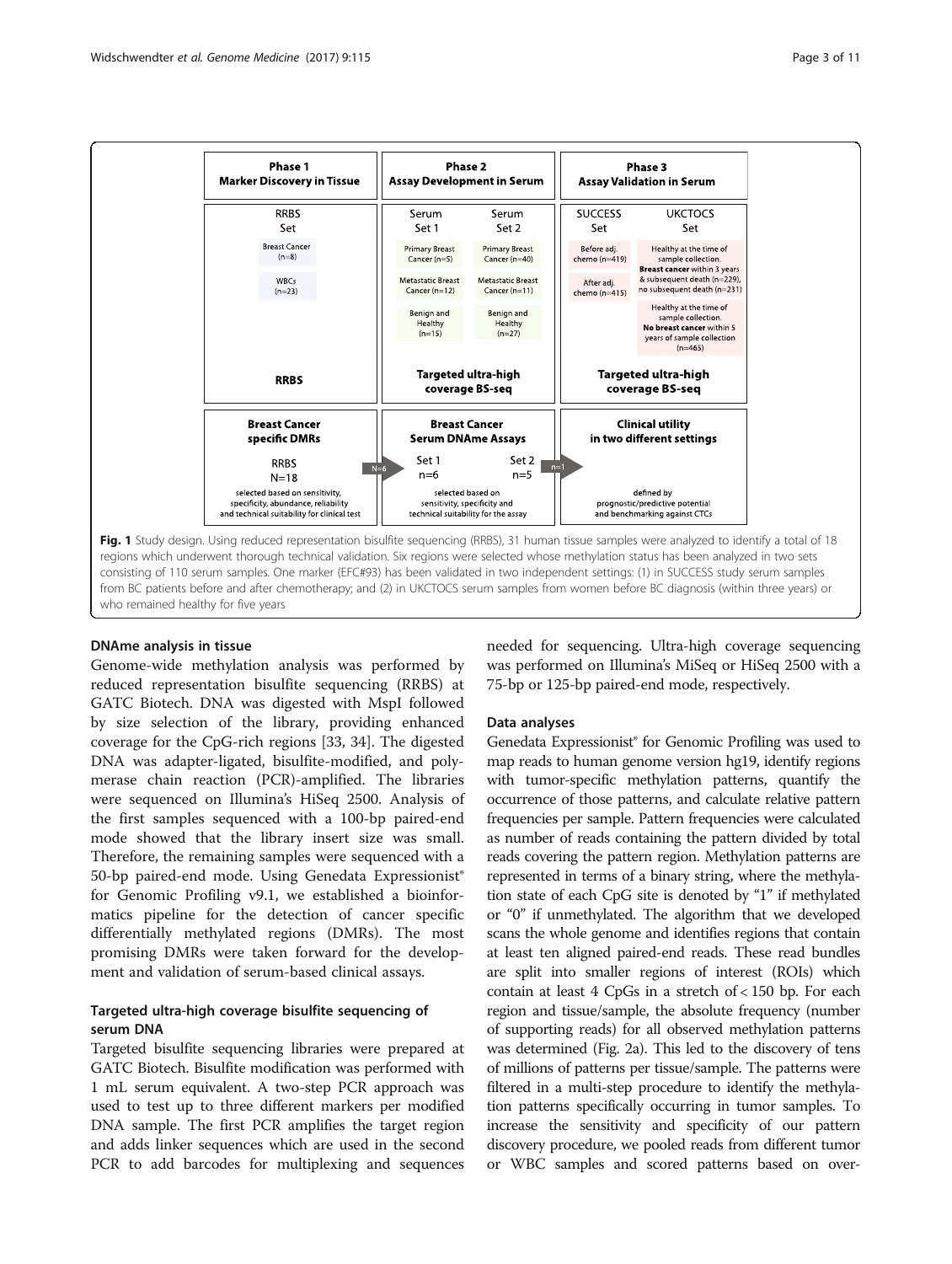| Phase 1<br>Marker Discovery in Tissue | Phase 2<br>Assay Development in Serum | | Phase 3<br>Assay Validation in Serum | |
|---|---|---|---|---|
| RRBS Set | Serum Set 1 | Serum Set 2 | SUCCESS Set | UKCTOCS Set |
| Breast Cancer (n=8) | Primary Breast Cancer (n=5) | Primary Breast Cancer (n=40) | Before adj. chemo (n=419) | Healthy at the time of sample collection. **Breast cancer** within 3 years & subsequent death (n=229), no subsequent death (n=231) |
| WBCs (n=23) | Metastatic Breast Cancer (n=12) | Metastatic Breast Cancer (n=11) | After adj. chemo (n=415) | Healthy at the time of sample collection. **No breast cancer** within 5 years of sample collection (n=465) |
| | Benign and Healthy (n=15) | Benign and Healthy (n=27) | | |
| **RRBS** | **Targeted ultra-high coverage BS-seq** | | **Targeted ultra-high coverage BS-seq** | |
| **Breast Cancer specific DMRs** | **Breast Cancer Serum DNAme Assays** | | **Clinical utility in two different settings** | |
| RRBS N=18 | Set 1 n=6 | Set 2 n=5 | | |
| selected based on sensitivity, specificity, abundance, reliability and technical suitability for clinical test | selected based on sensitivity, specificity and technical suitability for the assay | | defined by prognostic/predictive potential and benchmarking against CTCs | |

(N=6 from Phase 1 to Phase 2; n=1 from Phase 2 to Phase 3)

**Fig. 1** Study design. Using reduced representation bisulfite sequencing (RRBS), 31 human tissue samples were analyzed to identify a total of 18 regions which underwent thorough technical validation. Six regions were selected whose methylation status has been analyzed in two sets consisting of 110 serum samples. One marker (EFC#93) has been validated in two independent settings: (1) in SUCCESS study serum samples from BC patients before and after chemotherapy; and (2) in UKCTOCS serum samples from women before BC diagnosis (within three years) or who remained healthy for five years

### DNAme analysis in tissue

Genome-wide methylation analysis was performed by reduced representation bisulfite sequencing (RRBS) at GATC Biotech. DNA was digested with MspI followed by size selection of the library, providing enhanced coverage for the CpG-rich regions [33, 34]. The digested DNA was adapter-ligated, bisulfite-modified, and polymerase chain reaction (PCR)-amplified. The libraries were sequenced on Illumina's HiSeq 2500. Analysis of the first samples sequenced with a 100-bp paired-end mode showed that the library insert size was small. Therefore, the remaining samples were sequenced with a 50-bp paired-end mode. Using Genedata Expressionist® for Genomic Profiling v9.1, we established a bioinformatics pipeline for the detection of cancer specific differentially methylated regions (DMRs). The most promising DMRs were taken forward for the development and validation of serum-based clinical assays.

### Targeted ultra-high coverage bisulfite sequencing of serum DNA

Targeted bisulfite sequencing libraries were prepared at GATC Biotech. Bisulfite modification was performed with 1 mL serum equivalent. A two-step PCR approach was used to test up to three different markers per modified DNA sample. The first PCR amplifies the target region and adds linker sequences which are used in the second PCR to add barcodes for multiplexing and sequences needed for sequencing. Ultra-high coverage sequencing was performed on Illumina's MiSeq or HiSeq 2500 with a 75-bp or 125-bp paired-end mode, respectively.

### Data analyses

Genedata Expressionist® for Genomic Profiling was used to map reads to human genome version hg19, identify regions with tumor-specific methylation patterns, quantify the occurrence of those patterns, and calculate relative pattern frequencies per sample. Pattern frequencies were calculated as number of reads containing the pattern divided by total reads covering the pattern region. Methylation patterns are represented in terms of a binary string, where the methylation state of each CpG site is denoted by "1" if methylated or "0" if unmethylated. The algorithm that we developed scans the whole genome and identifies regions that contain at least ten aligned paired-end reads. These read bundles are split into smaller regions of interest (ROIs) which contain at least 4 CpGs in a stretch of < 150 bp. For each region and tissue/sample, the absolute frequency (number of supporting reads) for all observed methylation patterns was determined (Fig. 2a). This led to the discovery of tens of millions of patterns per tissue/sample. The patterns were filtered in a multi-step procedure to identify the methylation patterns specifically occurring in tumor samples. To increase the sensitivity and specificity of our pattern discovery procedure, we pooled reads from different tumor or WBC samples and scored patterns based on over-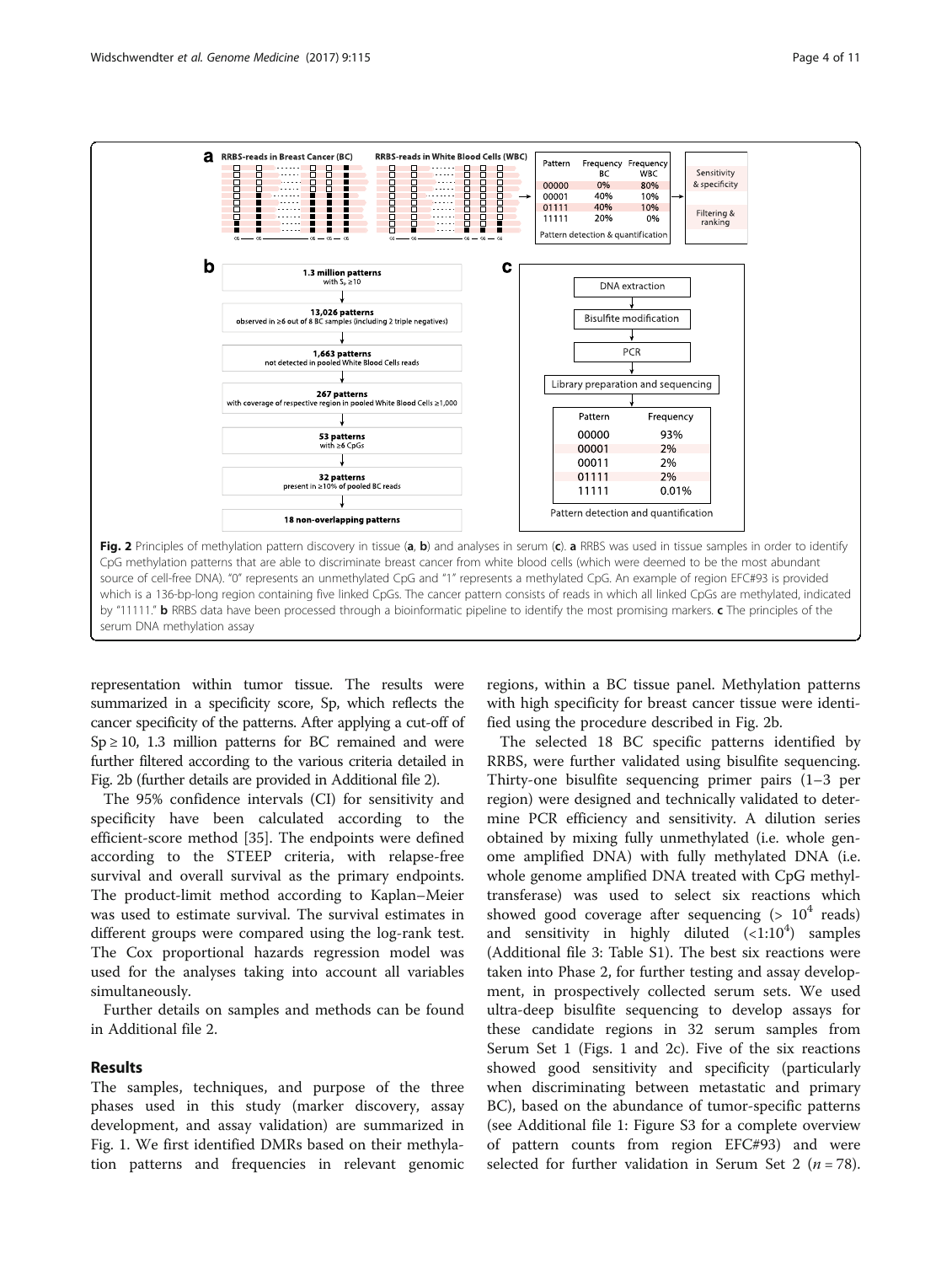**Fig. 2** Principles of methylation pattern discovery in tissue (**a**, **b**) and analyses in serum (**c**). **a** RRBS was used in tissue samples in order to identify CpG methylation patterns that are able to discriminate breast cancer from white blood cells (which were deemed to be the most abundant source of cell-free DNA). "0" represents an unmethylated CpG and "1" represents a methylated CpG. An example of region EFC#93 is provided which is a 136-bp-long region containing five linked CpGs. The cancer pattern consists of reads in which all linked CpGs are methylated, indicated by "11111." **b** RRBS data have been processed through a bioinformatic pipeline to identify the most promising markers. **c** The principles of the serum DNA methylation assay

representation within tumor tissue. The results were summarized in a specificity score, Sp, which reflects the cancer specificity of the patterns. After applying a cut-off of $Sp \geq 10$, 1.3 million patterns for BC remained and were further filtered according to the various criteria detailed in Fig. 2b (further details are provided in Additional file 2).

The 95% confidence intervals (CI) for sensitivity and specificity have been calculated according to the efficient-score method [35]. The endpoints were defined according to the STEEP criteria, with relapse-free survival and overall survival as the primary endpoints. The product-limit method according to Kaplan–Meier was used to estimate survival. The survival estimates in different groups were compared using the log-rank test. The Cox proportional hazards regression model was used for the analyses taking into account all variables simultaneously.

Further details on samples and methods can be found in Additional file 2.

## Results

The samples, techniques, and purpose of the three phases used in this study (marker discovery, assay development, and assay validation) are summarized in Fig. 1. We first identified DMRs based on their methylation patterns and frequencies in relevant genomic regions, within a BC tissue panel. Methylation patterns with high specificity for breast cancer tissue were identified using the procedure described in Fig. 2b.

The selected 18 BC specific patterns identified by RRBS, were further validated using bisulfite sequencing. Thirty-one bisulfite sequencing primer pairs (1–3 per region) were designed and technically validated to determine PCR efficiency and sensitivity. A dilution series obtained by mixing fully unmethylated (i.e. whole genome amplified DNA) with fully methylated DNA (i.e. whole genome amplified DNA treated with CpG methyltransferase) was used to select six reactions which showed good coverage after sequencing ($> 10^4$ reads) and sensitivity in highly diluted ($<1{:}10^4$) samples (Additional file 3: Table S1). The best six reactions were taken into Phase 2, for further testing and assay development, in prospectively collected serum sets. We used ultra-deep bisulfite sequencing to develop assays for these candidate regions in 32 serum samples from Serum Set 1 (Figs. 1 and 2c). Five of the six reactions showed good sensitivity and specificity (particularly when discriminating between metastatic and primary BC), based on the abundance of tumor-specific patterns (see Additional file 1: Figure S3 for a complete overview of pattern counts from region EFC#93) and were selected for further validation in Serum Set 2 ($n = 78$).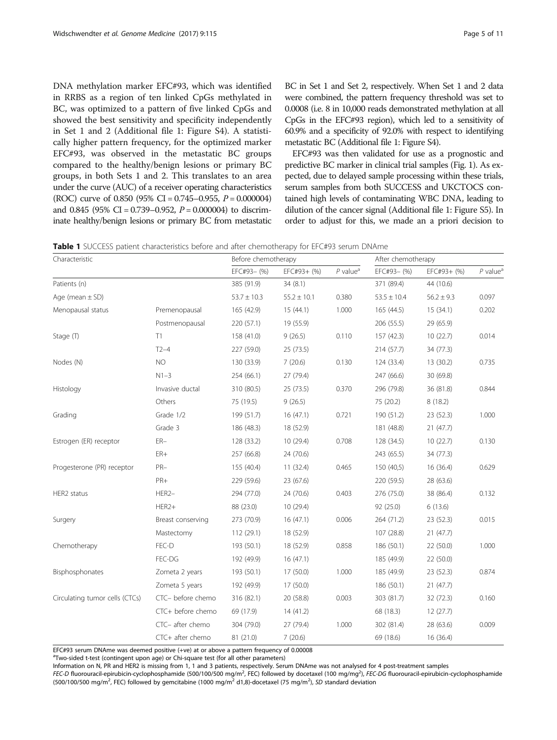DNA methylation marker EFC#93, which was identified in RRBS as a region of ten linked CpGs methylated in BC, was optimized to a pattern of five linked CpGs and showed the best sensitivity and specificity independently in Set 1 and 2 (Additional file 1: Figure S4). A statistically higher pattern frequency, for the optimized marker EFC#93, was observed in the metastatic BC groups compared to the healthy/benign lesions or primary BC groups, in both Sets 1 and 2. This translates to an area under the curve (AUC) of a receiver operating characteristics (ROC) curve of 0.850 (95% CI = 0.745–0.955, $P = 0.000004$) and 0.845 (95% CI = 0.739–0.952, $P = 0.000004$) to discriminate healthy/benign lesions or primary BC from metastatic BC in Set 1 and Set 2, respectively. When Set 1 and 2 data were combined, the pattern frequency threshold was set to 0.0008 (i.e. 8 in 10,000 reads demonstrated methylation at all CpGs in the EFC#93 region), which led to a sensitivity of 60.9% and a specificity of 92.0% with respect to identifying metastatic BC (Additional file 1: Figure S4).

EFC#93 was then validated for use as a prognostic and predictive BC marker in clinical trial samples (Fig. 1). As expected, due to delayed sample processing within these trials, serum samples from both SUCCESS and UKCTOCS contained high levels of contaminating WBC DNA, leading to dilution of the cancer signal (Additional file 1: Figure S5). In order to adjust for this, we made an a priori decision to

**Table 1** SUCCESS patient characteristics before and after chemotherapy for EFC#93 serum DNAme

| Characteristic | | Before chemotherapy | | | After chemotherapy | | |
|---|---|---|---|---|---|---|---|
| | | EFC#93– (%) | EFC#93+ (%) | *P* value[a] | EFC#93– (%) | EFC#93+ (%) | *P* value[a] |
| Patients (n) | | 385 (91.9) | 34 (8.1) | | 371 (89.4) | 44 (10.6) | |
| Age (mean ± SD) | | 53.7 ± 10.3 | 55.2 ± 10.1 | 0.380 | 53.5 ± 10.4 | 56.2 ± 9.3 | 0.097 |
| Menopausal status | Premenopausal | 165 (42.9) | 15 (44.1) | 1.000 | 165 (44.5) | 15 (34.1) | 0.202 |
| | Postmenopausal | 220 (57.1) | 19 (55.9) | | 206 (55.5) | 29 (65.9) | |
| Stage (T) | T1 | 158 (41.0) | 9 (26.5) | 0.110 | 157 (42.3) | 10 (22.7) | 0.014 |
| | T2–4 | 227 (59.0) | 25 (73.5) | | 214 (57.7) | 34 (77.3) | |
| Nodes (N) | NO | 130 (33.9) | 7 (20.6) | 0.130 | 124 (33.4) | 13 (30.2) | 0.735 |
| | N1–3 | 254 (66.1) | 27 (79.4) | | 247 (66.6) | 30 (69.8) | |
| Histology | Invasive ductal | 310 (80.5) | 25 (73.5) | 0.370 | 296 (79.8) | 36 (81.8) | 0.844 |
| | Others | 75 (19.5) | 9 (26.5) | | 75 (20.2) | 8 (18.2) | |
| Grading | Grade 1/2 | 199 (51.7) | 16 (47.1) | 0.721 | 190 (51.2) | 23 (52.3) | 1.000 |
| | Grade 3 | 186 (48.3) | 18 (52.9) | | 181 (48.8) | 21 (47.7) | |
| Estrogen (ER) receptor | ER– | 128 (33.2) | 10 (29.4) | 0.708 | 128 (34.5) | 10 (22.7) | 0.130 |
| | ER+ | 257 (66.8) | 24 (70.6) | | 243 (65.5) | 34 (77.3) | |
| Progesterone (PR) receptor | PR– | 155 (40.4) | 11 (32.4) | 0.465 | 150 (40,5) | 16 (36.4) | 0.629 |
| | PR+ | 229 (59.6) | 23 (67.6) | | 220 (59.5) | 28 (63.6) | |
| HER2 status | HER2– | 294 (77.0) | 24 (70.6) | 0.403 | 276 (75.0) | 38 (86.4) | 0.132 |
| | HER2+ | 88 (23.0) | 10 (29.4) | | 92 (25.0) | 6 (13.6) | |
| Surgery | Breast conserving | 273 (70.9) | 16 (47.1) | 0.006 | 264 (71.2) | 23 (52.3) | 0.015 |
| | Mastectomy | 112 (29.1) | 18 (52.9) | | 107 (28.8) | 21 (47.7) | |
| Chemotherapy | FEC-D | 193 (50.1) | 18 (52.9) | 0.858 | 186 (50.1) | 22 (50.0) | 1.000 |
| | FEC-DG | 192 (49.9) | 16 (47.1) | | 185 (49.9) | 22 (50.0) | |
| Bisphosphonates | Zometa 2 years | 193 (50.1) | 17 (50.0) | 1.000 | 185 (49.9) | 23 (52.3) | 0.874 |
| | Zometa 5 years | 192 (49.9) | 17 (50.0) | | 186 (50.1) | 21 (47.7) | |
| Circulating tumor cells (CTCs) | CTC– before chemo | 316 (82.1) | 20 (58.8) | 0.003 | 303 (81.7) | 32 (72.3) | 0.160 |
| | CTC+ before chemo | 69 (17.9) | 14 (41.2) | | 68 (18.3) | 12 (27.7) | |
| | CTC– after chemo | 304 (79.0) | 27 (79.4) | 1.000 | 302 (81.4) | 28 (63.6) | 0.009 |
| | CTC+ after chemo | 81 (21.0) | 7 (20.6) | | 69 (18.6) | 16 (36.4) | |

EFC#93 serum DNAme was deemed positive (+ve) at or above a pattern frequency of 0.00008

[a]Two-sided t-test (contingent upon age) or Chi-square test (for all other parameters)

Information on N, PR and HER2 is missing from 1, 1 and 3 patients, respectively. Serum DNAme was not analysed for 4 post-treatment samples

*FEC-D* fluorouracil-epirubicin-cyclophosphamide (500/100/500 mg/m$^2$, FEC) followed by docetaxel (100 mg/mg$^2$), *FEC-DG* fluorouracil-epirubicin-cyclophosphamide (500/100/500 mg/m$^2$, FEC) followed by gemcitabine (1000 mg/m$^2$ d1,8)-docetaxel (75 mg/m$^2$), *SD* standard deviation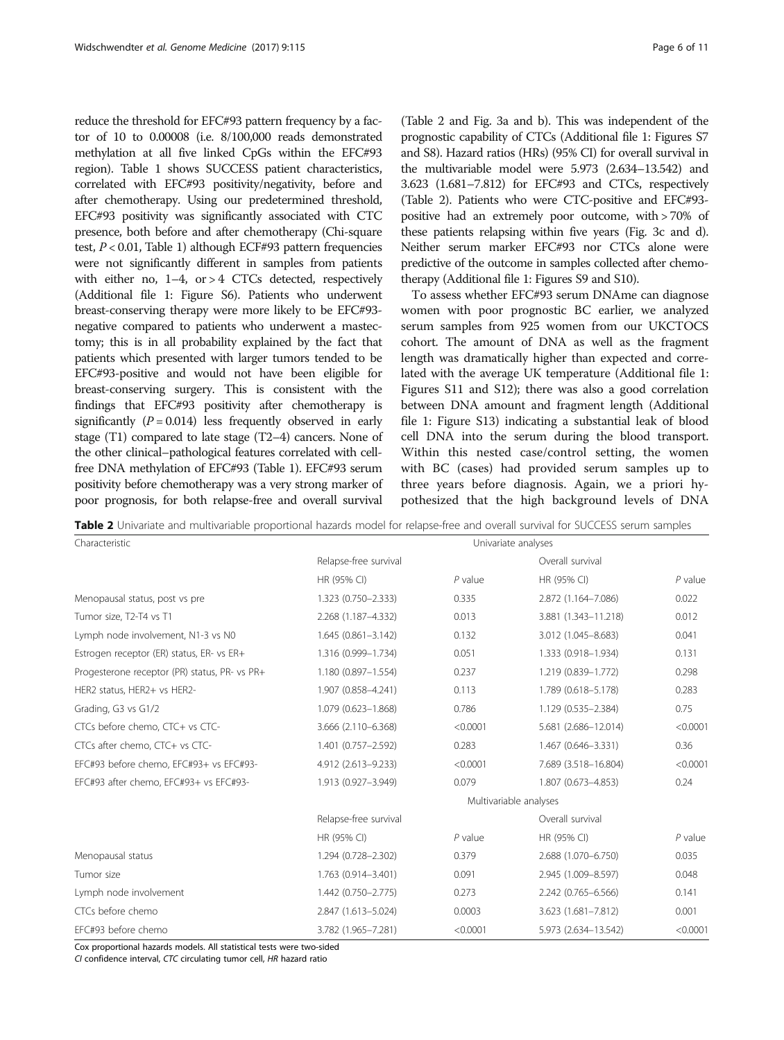reduce the threshold for EFC#93 pattern frequency by a factor of 10 to 0.00008 (i.e. 8/100,000 reads demonstrated methylation at all five linked CpGs within the EFC#93 region). Table 1 shows SUCCESS patient characteristics, correlated with EFC#93 positivity/negativity, before and after chemotherapy. Using our predetermined threshold, EFC#93 positivity was significantly associated with CTC presence, both before and after chemotherapy (Chi-square test, $P < 0.01$, Table 1) although ECF#93 pattern frequencies were not significantly different in samples from patients with either no, 1–4, or > 4 CTCs detected, respectively (Additional file 1: Figure S6). Patients who underwent breast-conserving therapy were more likely to be EFC#93-negative compared to patients who underwent a mastectomy; this is in all probability explained by the fact that patients which presented with larger tumors tended to be EFC#93-positive and would not have been eligible for breast-conserving surgery. This is consistent with the findings that EFC#93 positivity after chemotherapy is significantly ($P = 0.014$) less frequently observed in early stage (T1) compared to late stage (T2–4) cancers. None of the other clinical–pathological features correlated with cell-free DNA methylation of EFC#93 (Table 1). EFC#93 serum positivity before chemotherapy was a very strong marker of poor prognosis, for both relapse-free and overall survival (Table 2 and Fig. 3a and b). This was independent of the prognostic capability of CTCs (Additional file 1: Figures S7 and S8). Hazard ratios (HRs) (95% CI) for overall survival in the multivariable model were 5.973 (2.634–13.542) and 3.623 (1.681–7.812) for EFC#93 and CTCs, respectively (Table 2). Patients who were CTC-positive and EFC#93-positive had an extremely poor outcome, with > 70% of these patients relapsing within five years (Fig. 3c and d). Neither serum marker EFC#93 nor CTCs alone were predictive of the outcome in samples collected after chemotherapy (Additional file 1: Figures S9 and S10).

To assess whether EFC#93 serum DNAme can diagnose women with poor prognostic BC earlier, we analyzed serum samples from 925 women from our UKCTOCS cohort. The amount of DNA as well as the fragment length was dramatically higher than expected and correlated with the average UK temperature (Additional file 1: Figures S11 and S12); there was also a good correlation between DNA amount and fragment length (Additional file 1: Figure S13) indicating a substantial leak of blood cell DNA into the serum during the blood transport. Within this nested case/control setting, the women with BC (cases) had provided serum samples up to three years before diagnosis. Again, we a priori hypothesized that the high background levels of DNA

**Table 2** Univariate and multivariable proportional hazards model for relapse-free and overall survival for SUCCESS serum samples

| Characteristic | Univariate analyses | | | |
|---|---|---|---|---|
| | Relapse-free survival | | Overall survival | |
| | HR (95% CI) | *P* value | HR (95% CI) | *P* value |
| Menopausal status, post vs pre | 1.323 (0.750–2.333) | 0.335 | 2.872 (1.164–7.086) | 0.022 |
| Tumor size, T2-T4 vs T1 | 2.268 (1.187–4.332) | 0.013 | 3.881 (1.343–11.218) | 0.012 |
| Lymph node involvement, N1-3 vs N0 | 1.645 (0.861–3.142) | 0.132 | 3.012 (1.045–8.683) | 0.041 |
| Estrogen receptor (ER) status, ER- vs ER+ | 1.316 (0.999–1.734) | 0.051 | 1.333 (0.918–1.934) | 0.131 |
| Progesterone receptor (PR) status, PR- vs PR+ | 1.180 (0.897–1.554) | 0.237 | 1.219 (0.839–1.772) | 0.298 |
| HER2 status, HER2+ vs HER2- | 1.907 (0.858–4.241) | 0.113 | 1.789 (0.618–5.178) | 0.283 |
| Grading, G3 vs G1/2 | 1.079 (0.623–1.868) | 0.786 | 1.129 (0.535–2.384) | 0.75 |
| CTCs before chemo, CTC+ vs CTC- | 3.666 (2.110–6.368) | <0.0001 | 5.681 (2.686–12.014) | <0.0001 |
| CTCs after chemo, CTC+ vs CTC- | 1.401 (0.757–2.592) | 0.283 | 1.467 (0.646–3.331) | 0.36 |
| EFC#93 before chemo, EFC#93+ vs EFC#93- | 4.912 (2.613–9.233) | <0.0001 | 7.689 (3.518–16.804) | <0.0001 |
| EFC#93 after chemo, EFC#93+ vs EFC#93- | 1.913 (0.927–3.949) | 0.079 | 1.807 (0.673–4.853) | 0.24 |
| | Multivariable analyses | | | |
| | Relapse-free survival | | Overall survival | |
| | HR (95% CI) | *P* value | HR (95% CI) | *P* value |
| Menopausal status | 1.294 (0.728–2.302) | 0.379 | 2.688 (1.070–6.750) | 0.035 |
| Tumor size | 1.763 (0.914–3.401) | 0.091 | 2.945 (1.009–8.597) | 0.048 |
| Lymph node involvement | 1.442 (0.750–2.775) | 0.273 | 2.242 (0.765–6.566) | 0.141 |
| CTCs before chemo | 2.847 (1.613–5.024) | 0.0003 | 3.623 (1.681–7.812) | 0.001 |
| EFC#93 before chemo | 3.782 (1.965–7.281) | <0.0001 | 5.973 (2.634–13.542) | <0.0001 |

Cox proportional hazards models. All statistical tests were two-sided

*CI* confidence interval, *CTC* circulating tumor cell, *HR* hazard ratio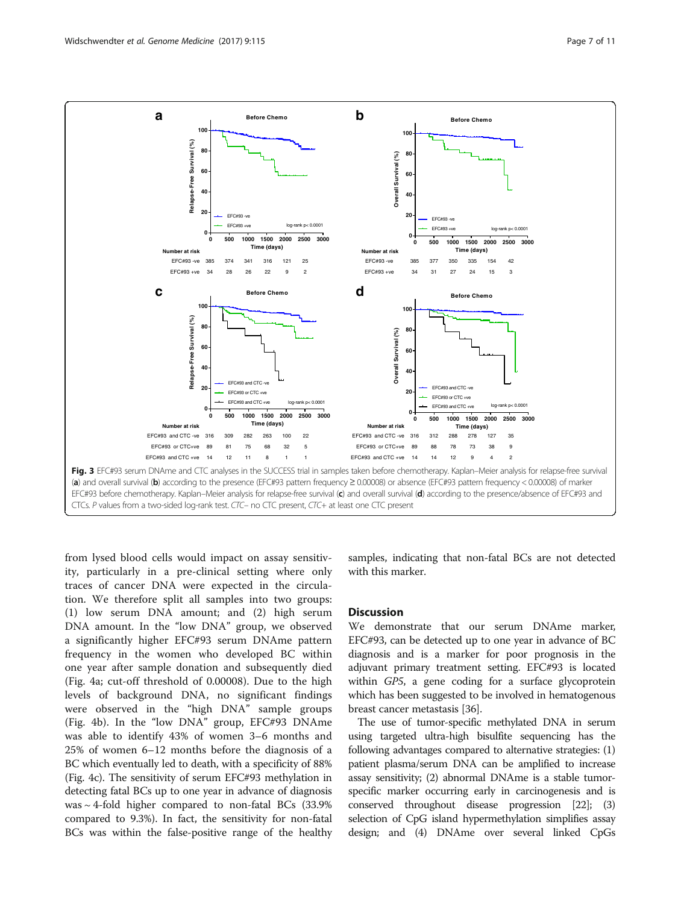**Fig. 3** EFC#93 serum DNAme and CTC analyses in the SUCCESS trial in samples taken before chemotherapy. Kaplan–Meier analysis for relapse-free survival (**a**) and overall survival (**b**) according to the presence (EFC#93 pattern frequency ≥ 0.00008) or absence (EFC#93 pattern frequency < 0.00008) of marker EFC#93 before chemotherapy. Kaplan–Meier analysis for relapse-free survival (**c**) and overall survival (**d**) according to the presence/absence of EFC#93 and CTCs. *P* values from a two-sided log-rank test. *CTC–* no CTC present, *CTC+* at least one CTC present

from lysed blood cells would impact on assay sensitivity, particularly in a pre-clinical setting where only traces of cancer DNA were expected in the circulation. We therefore split all samples into two groups: (1) low serum DNA amount; and (2) high serum DNA amount. In the "low DNA" group, we observed a significantly higher EFC#93 serum DNAme pattern frequency in the women who developed BC within one year after sample donation and subsequently died (Fig. 4a; cut-off threshold of 0.00008). Due to the high levels of background DNA, no significant findings were observed in the "high DNA" sample groups (Fig. 4b). In the "low DNA" group, EFC#93 DNAme was able to identify 43% of women 3–6 months and 25% of women 6–12 months before the diagnosis of a BC which eventually led to death, with a specificity of 88% (Fig. 4c). The sensitivity of serum EFC#93 methylation in detecting fatal BCs up to one year in advance of diagnosis was ~ 4-fold higher compared to non-fatal BCs (33.9% compared to 9.3%). In fact, the sensitivity for non-fatal BCs was within the false-positive range of the healthy samples, indicating that non-fatal BCs are not detected with this marker.

## Discussion

We demonstrate that our serum DNAme marker, EFC#93, can be detected up to one year in advance of BC diagnosis and is a marker for poor prognosis in the adjuvant primary treatment setting. EFC#93 is located within *GP5*, a gene coding for a surface glycoprotein which has been suggested to be involved in hematogenous breast cancer metastasis [36].

The use of tumor-specific methylated DNA in serum using targeted ultra-high bisulfite sequencing has the following advantages compared to alternative strategies: (1) patient plasma/serum DNA can be amplified to increase assay sensitivity; (2) abnormal DNAme is a stable tumor-specific marker occurring early in carcinogenesis and is conserved throughout disease progression [22]; (3) selection of CpG island hypermethylation simplifies assay design; and (4) DNAme over several linked CpGs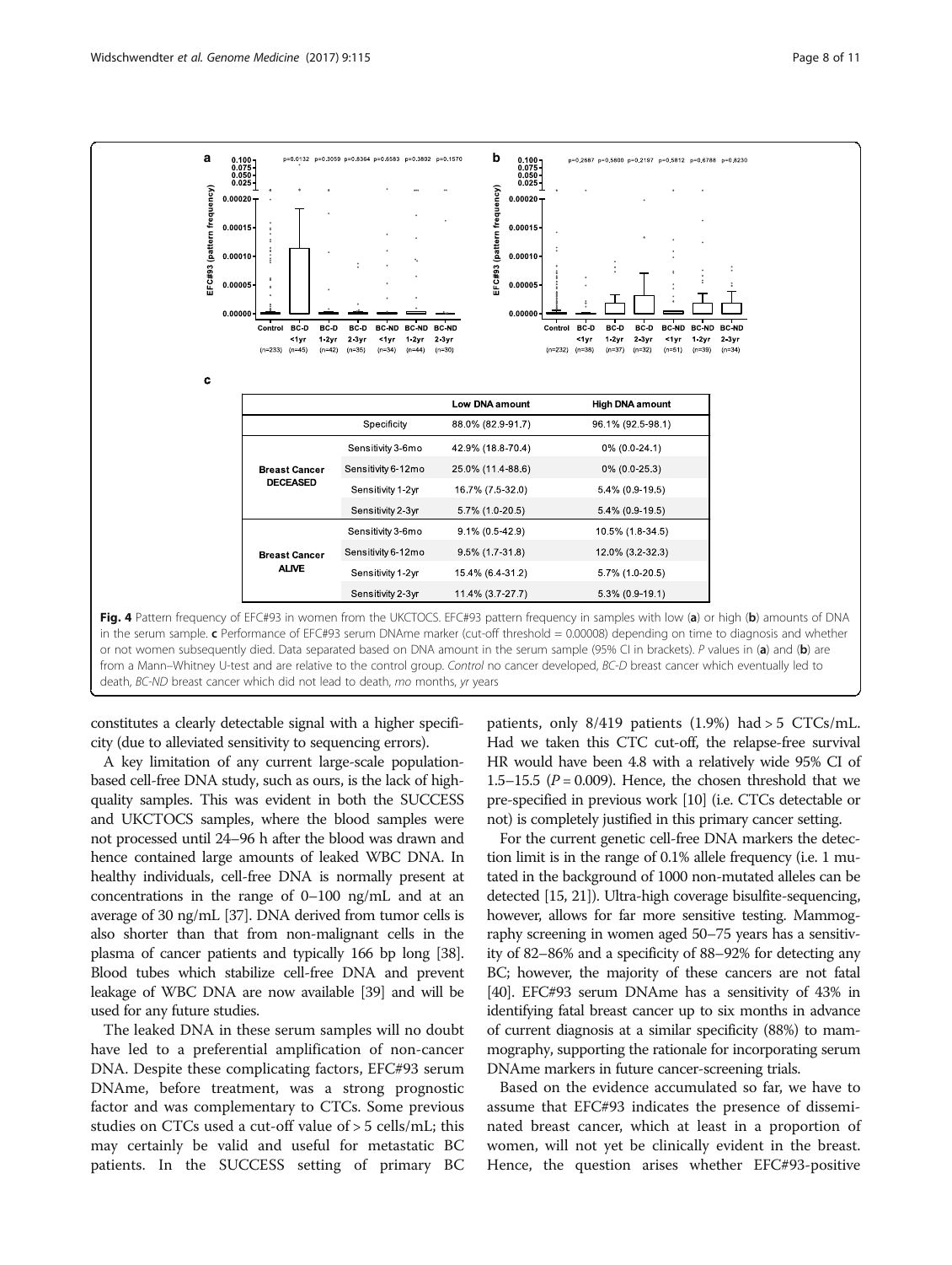| | | Low DNA amount | High DNA amount |
|---|---|---|---|
| | Specificity | 88.0% (82.9-91.7) | 96.1% (92.5-98.1) |
| Breast Cancer DECEASED | Sensitivity 3-6mo | 42.9% (18.8-70.4) | 0% (0.0-24.1) |
| | Sensitivity 6-12mo | 25.0% (11.4-88.6) | 0% (0.0-25.3) |
| | Sensitivity 1-2yr | 16.7% (7.5-32.0) | 5.4% (0.9-19.5) |
| | Sensitivity 2-3yr | 5.7% (1.0-20.5) | 5.4% (0.9-19.5) |
| Breast Cancer ALIVE | Sensitivity 3-6mo | 9.1% (0.5-42.9) | 10.5% (1.8-34.5) |
| | Sensitivity 6-12mo | 9.5% (1.7-31.8) | 12.0% (3.2-32.3) |
| | Sensitivity 1-2yr | 15.4% (6.4-31.2) | 5.7% (1.0-20.5) |
| | Sensitivity 2-3yr | 11.4% (3.7-27.7) | 5.3% (0.9-19.1) |

**Fig. 4** Pattern frequency of EFC#93 in women from the UKCTOCS. EFC#93 pattern frequency in samples with low (**a**) or high (**b**) amounts of DNA in the serum sample. **c** Performance of EFC#93 serum DNAme marker (cut-off threshold = 0.00008) depending on time to diagnosis and whether or not women subsequently died. Data separated based on DNA amount in the serum sample (95% CI in brackets). *P* values in (**a**) and (**b**) are from a Mann–Whitney U-test and are relative to the control group. *Control* no cancer developed, *BC-D* breast cancer which eventually led to death, *BC-ND* breast cancer which did not lead to death, *mo* months, *yr* years

constitutes a clearly detectable signal with a higher specificity (due to alleviated sensitivity to sequencing errors).

A key limitation of any current large-scale population-based cell-free DNA study, such as ours, is the lack of high-quality samples. This was evident in both the SUCCESS and UKCTOCS samples, where the blood samples were not processed until 24–96 h after the blood was drawn and hence contained large amounts of leaked WBC DNA. In healthy individuals, cell-free DNA is normally present at concentrations in the range of 0–100 ng/mL and at an average of 30 ng/mL [37]. DNA derived from tumor cells is also shorter than that from non-malignant cells in the plasma of cancer patients and typically 166 bp long [38]. Blood tubes which stabilize cell-free DNA and prevent leakage of WBC DNA are now available [39] and will be used for any future studies.

The leaked DNA in these serum samples will no doubt have led to a preferential amplification of non-cancer DNA. Despite these complicating factors, EFC#93 serum DNAme, before treatment, was a strong prognostic factor and was complementary to CTCs. Some previous studies on CTCs used a cut-off value of > 5 cells/mL; this may certainly be valid and useful for metastatic BC patients. In the SUCCESS setting of primary BC patients, only 8/419 patients (1.9%) had > 5 CTCs/mL. Had we taken this CTC cut-off, the relapse-free survival HR would have been 4.8 with a relatively wide 95% CI of 1.5–15.5 ($P = 0.009$). Hence, the chosen threshold that we pre-specified in previous work [10] (i.e. CTCs detectable or not) is completely justified in this primary cancer setting.

For the current genetic cell-free DNA markers the detection limit is in the range of 0.1% allele frequency (i.e. 1 mutated in the background of 1000 non-mutated alleles can be detected [15, 21]). Ultra-high coverage bisulfite-sequencing, however, allows for far more sensitive testing. Mammography screening in women aged 50–75 years has a sensitivity of 82–86% and a specificity of 88–92% for detecting any BC; however, the majority of these cancers are not fatal [40]. EFC#93 serum DNAme has a sensitivity of 43% in identifying fatal breast cancer up to six months in advance of current diagnosis at a similar specificity (88%) to mammography, supporting the rationale for incorporating serum DNAme markers in future cancer-screening trials.

Based on the evidence accumulated so far, we have to assume that EFC#93 indicates the presence of disseminated breast cancer, which at least in a proportion of women, will not yet be clinically evident in the breast. Hence, the question arises whether EFC#93-positive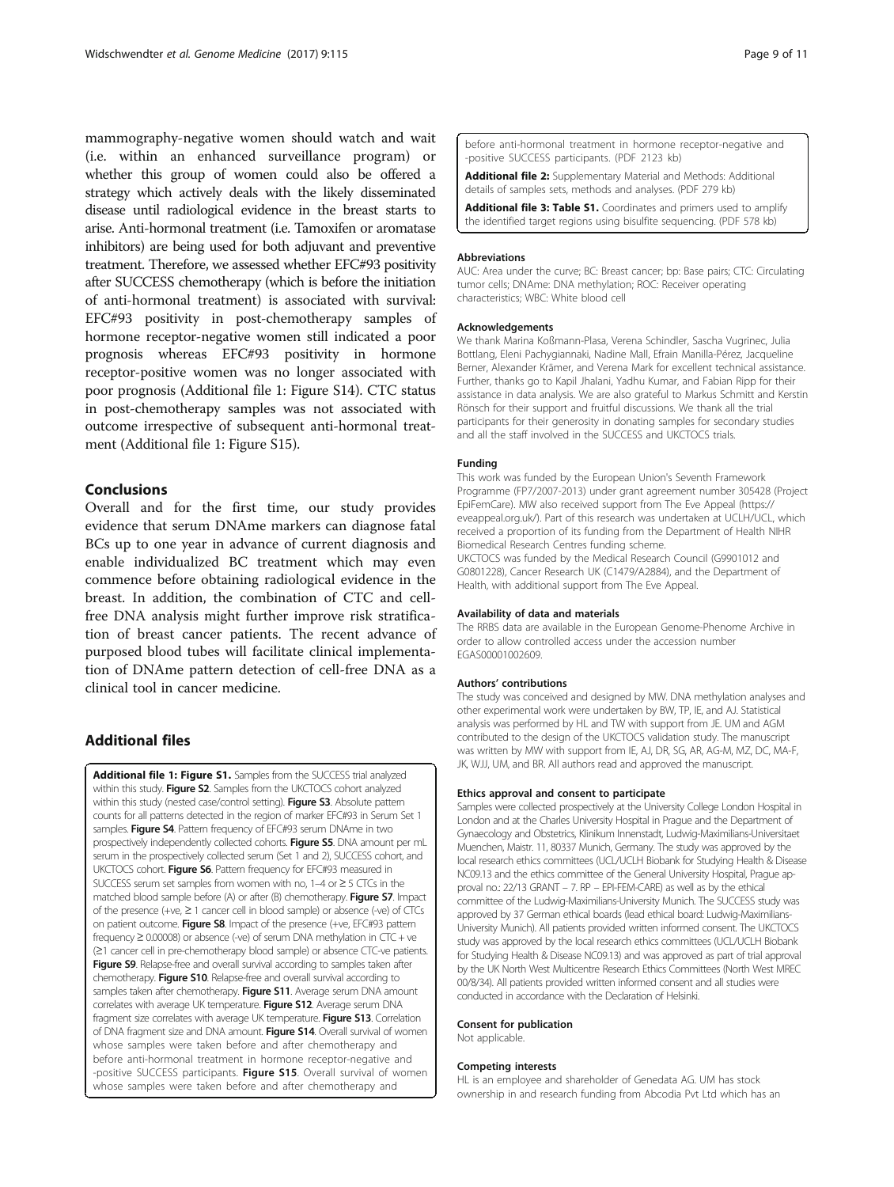mammography-negative women should watch and wait (i.e. within an enhanced surveillance program) or whether this group of women could also be offered a strategy which actively deals with the likely disseminated disease until radiological evidence in the breast starts to arise. Anti-hormonal treatment (i.e. Tamoxifen or aromatase inhibitors) are being used for both adjuvant and preventive treatment. Therefore, we assessed whether EFC#93 positivity after SUCCESS chemotherapy (which is before the initiation of anti-hormonal treatment) is associated with survival: EFC#93 positivity in post-chemotherapy samples of hormone receptor-negative women still indicated a poor prognosis whereas EFC#93 positivity in hormone receptor-positive women was no longer associated with poor prognosis (Additional file 1: Figure S14). CTC status in post-chemotherapy samples was not associated with outcome irrespective of subsequent anti-hormonal treatment (Additional file 1: Figure S15).

## Conclusions

Overall and for the first time, our study provides evidence that serum DNAme markers can diagnose fatal BCs up to one year in advance of current diagnosis and enable individualized BC treatment which may even commence before obtaining radiological evidence in the breast. In addition, the combination of CTC and cell-free DNA analysis might further improve risk stratification of breast cancer patients. The recent advance of purposed blood tubes will facilitate clinical implementation of DNAme pattern detection of cell-free DNA as a clinical tool in cancer medicine.

## Additional files

**Additional file 1: Figure S1.** Samples from the SUCCESS trial analyzed within this study. **Figure S2**. Samples from the UKCTOCS cohort analyzed within this study (nested case/control setting). **Figure S3**. Absolute pattern counts for all patterns detected in the region of marker EFC#93 in Serum Set 1 samples. **Figure S4**. Pattern frequency of EFC#93 serum DNAme in two prospectively independently collected cohorts. **Figure S5**. DNA amount per mL serum in the prospectively collected serum (Set 1 and 2), SUCCESS cohort, and UKCTOCS cohort. **Figure S6**. Pattern frequency for EFC#93 measured in SUCCESS serum set samples from women with no, 1–4 or ≥ 5 CTCs in the matched blood sample before (A) or after (B) chemotherapy. **Figure S7**. Impact of the presence (+ve, ≥ 1 cancer cell in blood sample) or absence (-ve) of CTCs on patient outcome. **Figure S8**. Impact of the presence (+ve, EFC#93 pattern frequency ≥ 0.00008) or absence (-ve) of serum DNA methylation in CTC + ve (≥1 cancer cell in pre-chemotherapy blood sample) or absence CTC-ve patients. **Figure S9**. Relapse-free and overall survival according to samples taken after chemotherapy. **Figure S10**. Relapse-free and overall survival according to samples taken after chemotherapy. **Figure S11**. Average serum DNA amount correlates with average UK temperature. **Figure S12**. Average serum DNA fragment size correlates with average UK temperature. **Figure S13**. Correlation of DNA fragment size and DNA amount. **Figure S14**. Overall survival of women whose samples were taken before and after chemotherapy and before anti-hormonal treatment in hormone receptor-negative and -positive SUCCESS participants. **Figure S15**. Overall survival of women whose samples were taken before and after chemotherapy and before anti-hormonal treatment in hormone receptor-negative and -positive SUCCESS participants. (PDF 2123 kb)

**Additional file 2:** Supplementary Material and Methods: Additional details of samples sets, methods and analyses. (PDF 279 kb)

**Additional file 3: Table S1.** Coordinates and primers used to amplify the identified target regions using bisulfite sequencing. (PDF 578 kb)

#### Abbreviations

AUC: Area under the curve; BC: Breast cancer; bp: Base pairs; CTC: Circulating tumor cells; DNAme: DNA methylation; ROC: Receiver operating characteristics; WBC: White blood cell

#### Acknowledgements

We thank Marina Koßmann-Plasa, Verena Schindler, Sascha Vugrinec, Julia Bottlang, Eleni Pachygiannaki, Nadine Mall, Efrain Manilla-Pérez, Jacqueline Berner, Alexander Krämer, and Verena Mark for excellent technical assistance. Further, thanks go to Kapil Jhalani, Yadhu Kumar, and Fabian Ripp for their assistance in data analysis. We are also grateful to Markus Schmitt and Kerstin Rönsch for their support and fruitful discussions. We thank all the trial participants for their generosity in donating samples for secondary studies and all the staff involved in the SUCCESS and UKCTOCS trials.

#### Funding

This work was funded by the European Union's Seventh Framework Programme (FP7/2007-2013) under grant agreement number 305428 (Project EpiFemCare). MW also received support from The Eve Appeal (https://eveappeal.org.uk/). Part of this research was undertaken at UCLH/UCL, which received a proportion of its funding from the Department of Health NIHR Biomedical Research Centres funding scheme.
UKCTOCS was funded by the Medical Research Council (G9901012 and G0801228), Cancer Research UK (C1479/A2884), and the Department of Health, with additional support from The Eve Appeal.

#### Availability of data and materials

The RRBS data are available in the European Genome-Phenome Archive in order to allow controlled access under the accession number EGAS00001002609.

#### Authors' contributions

The study was conceived and designed by MW. DNA methylation analyses and other experimental work were undertaken by BW, TP, IE, and AJ. Statistical analysis was performed by HL and TW with support from JE. UM and AGM contributed to the design of the UKCTOCS validation study. The manuscript was written by MW with support from IE, AJ, DR, SG, AR, AG-M, MZ, DC, MA-F, JK, WJJ, UM, and BR. All authors read and approved the manuscript.

#### Ethics approval and consent to participate

Samples were collected prospectively at the University College London Hospital in London and at the Charles University Hospital in Prague and the Department of Gynaecology and Obstetrics, Klinikum Innenstadt, Ludwig-Maximilians-Universitaet Muenchen, Maistr. 11, 80337 Munich, Germany. The study was approved by the local research ethics committees (UCL/UCLH Biobank for Studying Health & Disease NC09.13 and the ethics committee of the General University Hospital, Prague approval no.: 22/13 GRANT – 7. RP – EPI-FEM-CARE) as well as by the ethical committee of the Ludwig-Maximilians-University Munich. The SUCCESS study was approved by 37 German ethical boards (lead ethical board: Ludwig-Maximilians-University Munich). All patients provided written informed consent. The UKCTOCS study was approved by the local research ethics committees (UCL/UCLH Biobank for Studying Health & Disease NC09.13) and was approved as part of trial approval by the UK North West Multicentre Research Ethics Committees (North West MREC 00/8/34). All patients provided written informed consent and all studies were conducted in accordance with the Declaration of Helsinki.

#### Consent for publication

Not applicable.

#### Competing interests

HL is an employee and shareholder of Genedata AG. UM has stock ownership in and research funding from Abcodia Pvt Ltd which has an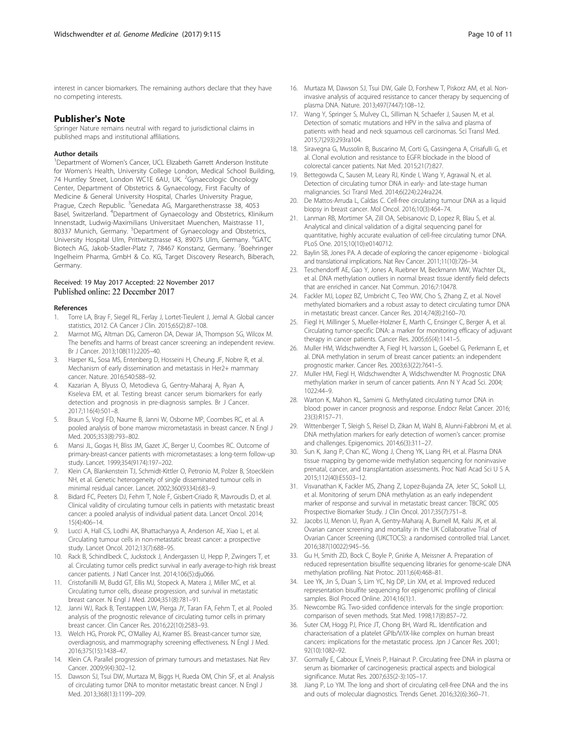interest in cancer biomarkers. The remaining authors declare that they have no competing interests.

## Publisher's Note

Springer Nature remains neutral with regard to jurisdictional claims in published maps and institutional affiliations.

### Author details

[1]Department of Women's Cancer, UCL Elizabeth Garrett Anderson Institute for Women's Health, University College London, Medical School Building, 74 Huntley Street, London WC1E 6AU, UK. [2]Gynaecologic Oncology Center, Department of Obstetrics & Gynaecology, First Faculty of Medicine & General University Hospital, Charles University Prague, Prague, Czech Republic. [3]Genedata AG, Margarethenstrasse 38, 4053 Basel, Switzerland. [4]Department of Gynaecology and Obstetrics, Klinikum Innenstadt, Ludwig-Maximilians Universitaet Muenchen, Maistrasse 11, 80337 Munich, Germany. [5]Department of Gynaecology and Obstetrics, University Hospital Ulm, Prittwitzstrasse 43, 89075 Ulm, Germany. [6]GATC Biotech AG, Jakob-Stadler-Platz 7, 78467 Konstanz, Germany. [7]Boehringer Ingelheim Pharma, GmbH & Co. KG, Target Discovery Research, Biberach, Germany.

Received: 19 May 2017 Accepted: 22 November 2017
Published online: 22 December 2017

### References

1. Torre LA, Bray F, Siegel RL, Ferlay J, Lortet-Tieulent J, Jemal A. Global cancer statistics, 2012. CA Cancer J Clin. 2015;65(2):87–108.
2. Marmot MG, Altman DG, Cameron DA, Dewar JA, Thompson SG, Wilcox M. The benefits and harms of breast cancer screening: an independent review. Br J Cancer. 2013;108(11):2205–40.
3. Harper KL, Sosa MS, Entenberg D, Hosseini H, Cheung JF, Nobre R, et al. Mechanism of early dissemination and metastasis in Her2+ mammary cancer. Nature. 2016;540:588–92.
4. Kazarian A, Blyuss O, Metodieva G, Gentry-Maharaj A, Ryan A, Kiseleva EM, et al. Testing breast cancer serum biomarkers for early detection and prognosis in pre-diagnosis samples. Br J Cancer. 2017;116(4):501–8.
5. Braun S, Vogl FD, Naume B, Janni W, Osborne MP, Coombes RC, et al. A pooled analysis of bone marrow micrometastasis in breast cancer. N Engl J Med. 2005;353(8):793–802.
6. Mansi JL, Gogas H, Bliss JM, Gazet JC, Berger U, Coombes RC. Outcome of primary-breast-cancer patients with micrometastases: a long-term follow-up study. Lancet. 1999;354(9174):197–202.
7. Klein CA, Blankenstein TJ, Schmidt-Kittler O, Petronio M, Polzer B, Stoecklein NH, et al. Genetic heterogeneity of single disseminated tumour cells in minimal residual cancer. Lancet. 2002;360(9334):683–9.
8. Bidard FC, Peeters DJ, Fehm T, Nole F, Gisbert-Criado R, Mavroudis D, et al. Clinical validity of circulating tumour cells in patients with metastatic breast cancer: a pooled analysis of individual patient data. Lancet Oncol. 2014; 15(4):406–14.
9. Lucci A, Hall CS, Lodhi AK, Bhattacharyya A, Anderson AE, Xiao L, et al. Circulating tumour cells in non-metastatic breast cancer: a prospective study. Lancet Oncol. 2012;13(7):688–95.
10. Rack B, Schindlbeck C, Juckstock J, Andergassen U, Hepp P, Zwingers T, et al. Circulating tumor cells predict survival in early average-to-high risk breast cancer patients. J Natl Cancer Inst. 2014;106(5):dju066.
11. Cristofanilli M, Budd GT, Ellis MJ, Stopeck A, Matera J, Miller MC, et al. Circulating tumor cells, disease progression, and survival in metastatic breast cancer. N Engl J Med. 2004;351(8):781–91.
12. Janni WJ, Rack B, Terstappen LW, Pierga JY, Taran FA, Fehm T, et al. Pooled analysis of the prognostic relevance of circulating tumor cells in primary breast cancer. Clin Cancer Res. 2016;22(10):2583–93.
13. Welch HG, Prorok PC, O'Malley AJ, Kramer BS. Breast-cancer tumor size, overdiagnosis, and mammography screening effectiveness. N Engl J Med. 2016;375(15):1438–47.
14. Klein CA. Parallel progression of primary tumours and metastases. Nat Rev Cancer. 2009;9(4):302–12.
15. Dawson SJ, Tsui DW, Murtaza M, Biggs H, Rueda OM, Chin SF, et al. Analysis of circulating tumor DNA to monitor metastatic breast cancer. N Engl J Med. 2013;368(13):1199–209.
16. Murtaza M, Dawson SJ, Tsui DW, Gale D, Forshew T, Piskorz AM, et al. Non-invasive analysis of acquired resistance to cancer therapy by sequencing of plasma DNA. Nature. 2013;497(7447):108–12.
17. Wang Y, Springer S, Mulvey CL, Silliman N, Schaefer J, Sausen M, et al. Detection of somatic mutations and HPV in the saliva and plasma of patients with head and neck squamous cell carcinomas. Sci Transl Med. 2015;7(293):293ra104.
18. Siravegna G, Mussolin B, Buscarino M, Corti G, Cassingena A, Crisafulli G, et al. Clonal evolution and resistance to EGFR blockade in the blood of colorectal cancer patients. Nat Med. 2015;21(7):827.
19. Bettegowda C, Sausen M, Leary RJ, Kinde I, Wang Y, Agrawal N, et al. Detection of circulating tumor DNA in early- and late-stage human malignancies. Sci Transl Med. 2014;6(224):224ra224.
20. De Mattos-Arruda L, Caldas C. Cell-free circulating tumour DNA as a liquid biopsy in breast cancer. Mol Oncol. 2016;10(3):464–74.
21. Lanman RB, Mortimer SA, Zill OA, Sebisanovic D, Lopez R, Blau S, et al. Analytical and clinical validation of a digital sequencing panel for quantitative, highly accurate evaluation of cell-free circulating tumor DNA. PLoS One. 2015;10(10):e0140712.
22. Baylin SB, Jones PA. A decade of exploring the cancer epigenome - biological and translational implications. Nat Rev Cancer. 2011;11(10):726–34.
23. Teschendorff AE, Gao Y, Jones A, Ruebner M, Beckmann MW, Wachter DL, et al. DNA methylation outliers in normal breast tissue identify field defects that are enriched in cancer. Nat Commun. 2016;7:10478.
24. Fackler MJ, Lopez BZ, Umbricht C, Teo WW, Cho S, Zhang Z, et al. Novel methylated biomarkers and a robust assay to detect circulating tumor DNA in metastatic breast cancer. Cancer Res. 2014;74(8):2160–70.
25. Fiegl H, Millinger S, Mueller-Holzner E, Marth C, Ensinger C, Berger A, et al. Circulating tumor-specific DNA: a marker for monitoring efficacy of adjuvant therapy in cancer patients. Cancer Res. 2005;65(4):1141–5.
26. Muller HM, Widschwendter A, Fiegl H, Ivarsson L, Goebel G, Perkmann E, et al. DNA methylation in serum of breast cancer patients: an independent prognostic marker. Cancer Res. 2003;63(22):7641–5.
27. Muller HM, Fiegl H, Widschwendter A, Widschwendter M. Prognostic DNA methylation marker in serum of cancer patients. Ann N Y Acad Sci. 2004; 1022:44–9.
28. Warton K, Mahon KL, Samimi G. Methylated circulating tumor DNA in blood: power in cancer prognosis and response. Endocr Relat Cancer. 2016; 23(3):R157–71.
29. Wittenberger T, Sleigh S, Reisel D, Zikan M, Wahl B, Alunni-Fabbroni M, et al. DNA methylation markers for early detection of women's cancer: promise and challenges. Epigenomics. 2014;6(3):311–27.
30. Sun K, Jiang P, Chan KC, Wong J, Cheng YK, Liang RH, et al. Plasma DNA tissue mapping by genome-wide methylation sequencing for noninvasive prenatal, cancer, and transplantation assessments. Proc Natl Acad Sci U S A. 2015;112(40):E5503–12.
31. Visvanathan K, Fackler MS, Zhang Z, Lopez-Bujanda ZA, Jeter SC, Sokoll LJ, et al. Monitoring of serum DNA methylation as an early independent marker of response and survival in metastatic breast cancer: TBCRC 005 Prospective Biomarker Study. J Clin Oncol. 2017;35(7):751–8.
32. Jacobs IJ, Menon U, Ryan A, Gentry-Maharaj A, Burnell M, Kalsi JK, et al. Ovarian cancer screening and mortality in the UK Collaborative Trial of Ovarian Cancer Screening (UKCTOCS): a randomised controlled trial. Lancet. 2016;387(10022):945–56.
33. Gu H, Smith ZD, Bock C, Boyle P, Gnirke A, Meissner A. Preparation of reduced representation bisulfite sequencing libraries for genome-scale DNA methylation profiling. Nat Protoc. 2011;6(4):468–81.
34. Lee YK, Jin S, Duan S, Lim YC, Ng DP, Lin XM, et al. Improved reduced representation bisulfite sequencing for epigenomic profiling of clinical samples. Biol Proced Online. 2014;16(1):1.
35. Newcombe RG. Two-sided confidence intervals for the single proportion: comparison of seven methods. Stat Med. 1998;17(8):857–72.
36. Suter CM, Hogg PJ, Price JT, Chong BH, Ward RL. Identification and characterisation of a platelet GPIb/V/IX-like complex on human breast cancers: implications for the metastatic process. Jpn J Cancer Res. 2001; 92(10):1082–92.
37. Gormally E, Caboux E, Vineis P, Hainaut P. Circulating free DNA in plasma or serum as biomarker of carcinogenesis: practical aspects and biological significance. Mutat Res. 2007;635(2-3):105–17.
38. Jiang P, Lo YM. The long and short of circulating cell-free DNA and the ins and outs of molecular diagnostics. Trends Genet. 2016;32(6):360–71.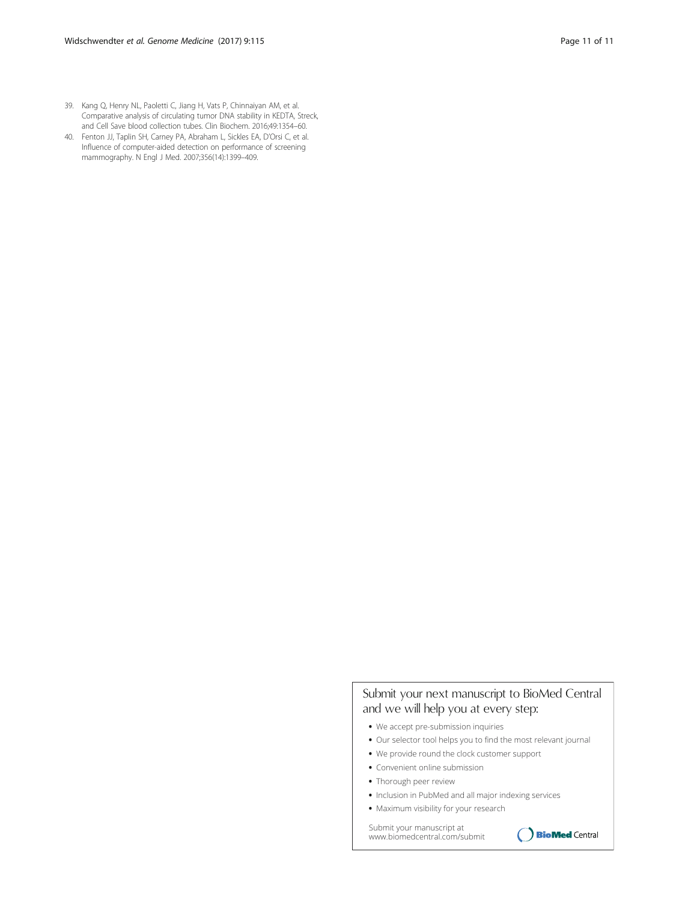39. Kang Q, Henry NL, Paoletti C, Jiang H, Vats P, Chinnaiyan AM, et al. Comparative analysis of circulating tumor DNA stability in KEDTA, Streck, and Cell Save blood collection tubes. Clin Biochem. 2016;49:1354–60.
40. Fenton JJ, Taplin SH, Carney PA, Abraham L, Sickles EA, D'Orsi C, et al. Influence of computer-aided detection on performance of screening mammography. N Engl J Med. 2007;356(14):1399–409.

Submit your next manuscript to BioMed Central and we will help you at every step:

- We accept pre-submission inquiries
- Our selector tool helps you to find the most relevant journal
- We provide round the clock customer support
- Convenient online submission
- Thorough peer review
- Inclusion in PubMed and all major indexing services
- Maximum visibility for your research

Submit your manuscript at www.biomedcentral.com/submit

BioMed Central